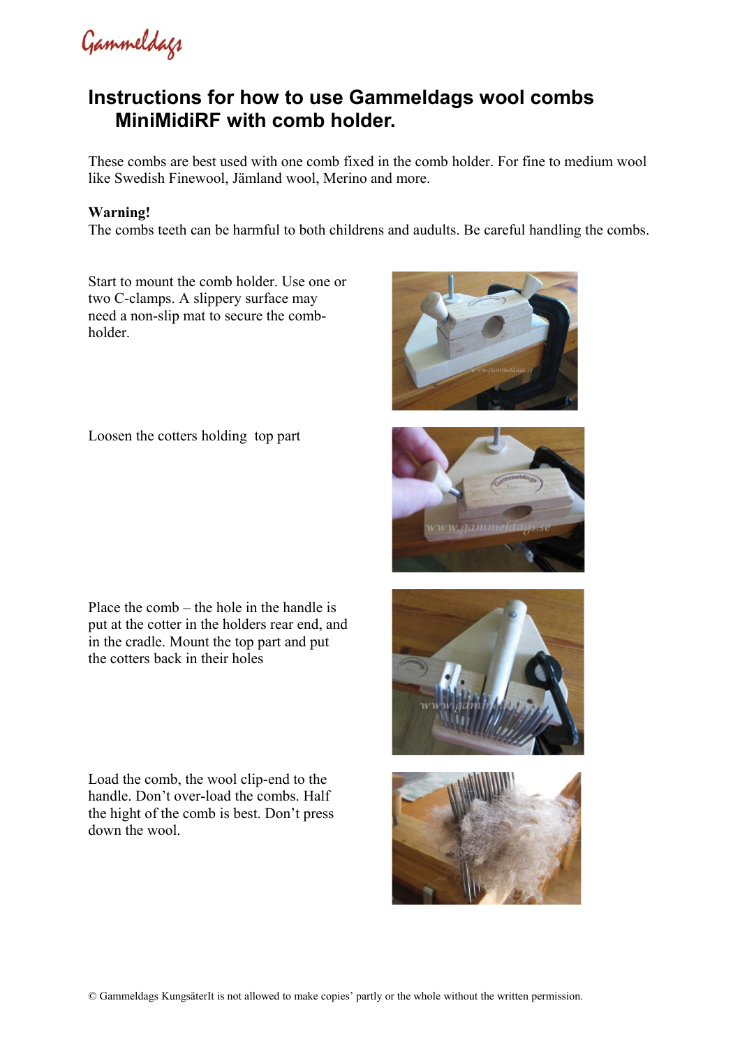Gammeldags

# Instructions for how to use Gammeldags wool combs MiniMidiRF with comb holder.

These combs are best used with one comb fixed in the comb holder. For fine to medium wool like Swedish Finewool, Jämland wool, Merino and more.

**Warning!**
The combs teeth can be harmful to both childrens and audults. Be careful handling the combs.

Start to mount the comb holder. Use one or two C-clamps. A slippery surface may need a non-slip mat to secure the comb-holder.

Loosen the cotters holding top part

Place the comb – the hole in the handle is put at the cotter in the holders rear end, and in the cradle. Mount the top part and put the cotters back in their holes

Load the comb, the wool clip-end to the handle. Don't over-load the combs. Half the hight of the comb is best. Don't press down the wool.

© Gammeldags KungsäterIt is not allowed to make copies' partly or the whole without the written permission.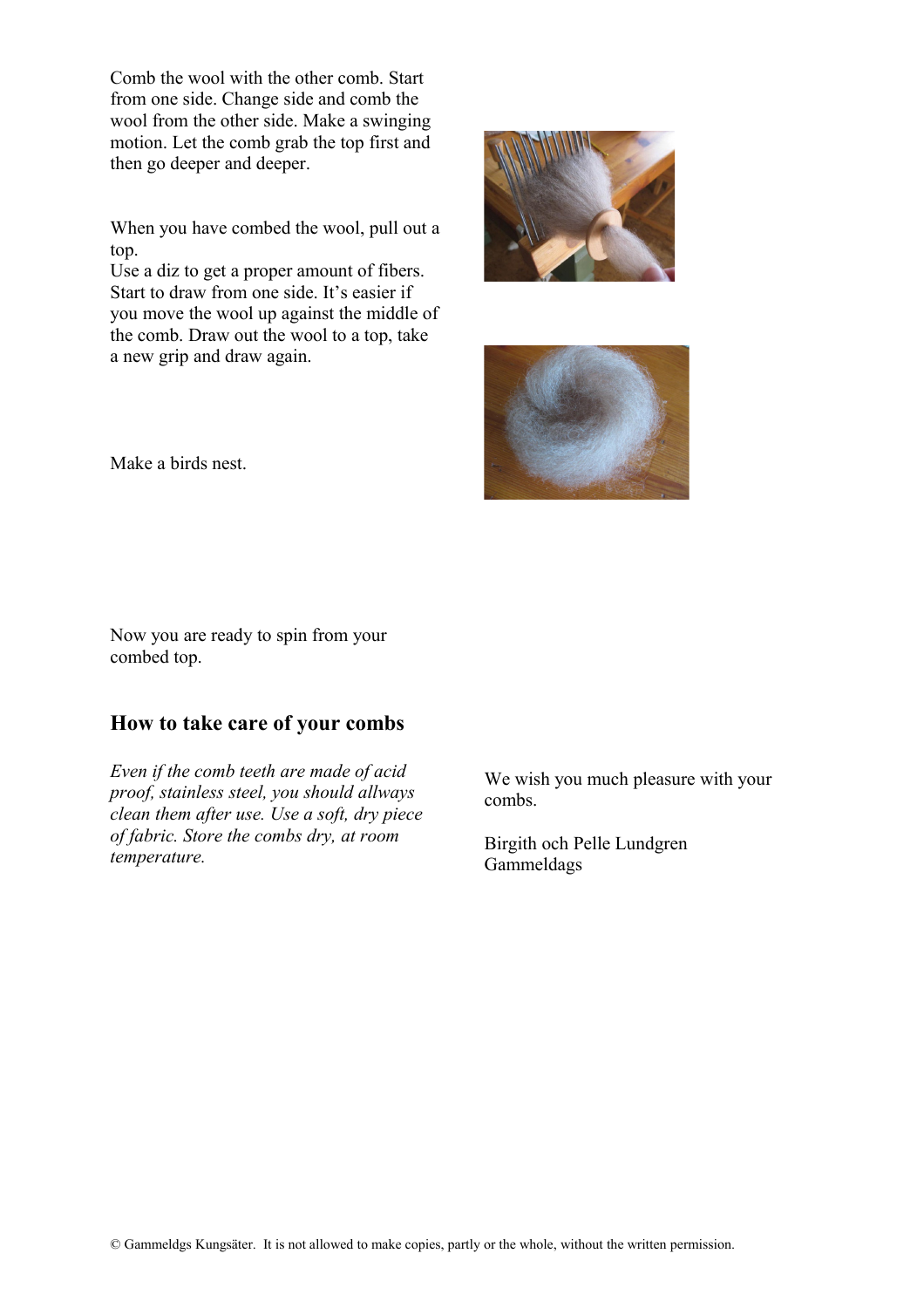Comb the wool with the other comb. Start from one side. Change side and comb the wool from the other side. Make a swinging motion. Let the comb grab the top first and then go deeper and deeper.

When you have combed the wool, pull out a top.
Use a diz to get a proper amount of fibers. Start to draw from one side. It's easier if you move the wool up against the middle of the comb. Draw out the wool to a top, take a new grip and draw again.

Make a birds nest.

Now you are ready to spin from your combed top.

## How to take care of your combs

*Even if the comb teeth are made of acid proof, stainless steel, you should allways clean them after use. Use a soft, dry piece of fabric. Store the combs dry, at room temperature.*

We wish you much pleasure with your combs.

Birgith och Pelle Lundgren
Gammeldags

© Gammeldgs Kungsäter. It is not allowed to make copies, partly or the whole, without the written permission.